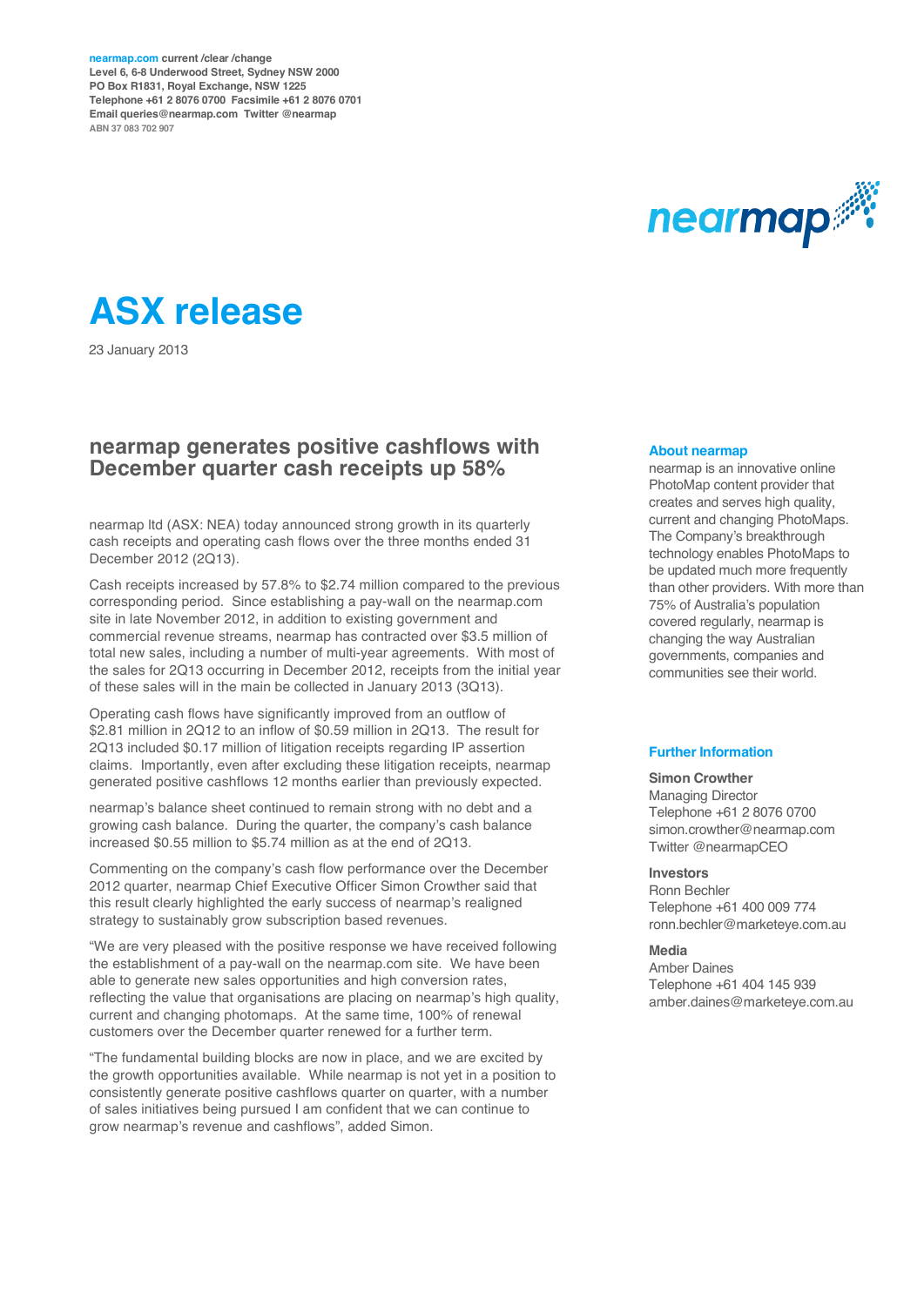**nearmap.com current /clear /change**
**Level 6, 6-8 Underwood Street, Sydney NSW 2000**
**PO Box R1831, Royal Exchange, NSW 1225**
**Telephone +61 2 8076 0700 Facsimile +61 2 8076 0701**
**Email queries@nearmap.com Twitter @nearmap**
**ABN 37 083 702 907**

# ASX release

23 January 2013

## nearmap generates positive cashflows with December quarter cash receipts up 58%

nearmap ltd (ASX: NEA) today announced strong growth in its quarterly cash receipts and operating cash flows over the three months ended 31 December 2012 (2Q13).

Cash receipts increased by 57.8% to $2.74 million compared to the previous corresponding period. Since establishing a pay-wall on the nearmap.com site in late November 2012, in addition to existing government and commercial revenue streams, nearmap has contracted over $3.5 million of total new sales, including a number of multi-year agreements. With most of the sales for 2Q13 occurring in December 2012, receipts from the initial year of these sales will in the main be collected in January 2013 (3Q13).

Operating cash flows have significantly improved from an outflow of $2.81 million in 2Q12 to an inflow of $0.59 million in 2Q13. The result for 2Q13 included $0.17 million of litigation receipts regarding IP assertion claims. Importantly, even after excluding these litigation receipts, nearmap generated positive cashflows 12 months earlier than previously expected.

nearmap's balance sheet continued to remain strong with no debt and a growing cash balance. During the quarter, the company's cash balance increased $0.55 million to $5.74 million as at the end of 2Q13.

Commenting on the company's cash flow performance over the December 2012 quarter, nearmap Chief Executive Officer Simon Crowther said that this result clearly highlighted the early success of nearmap's realigned strategy to sustainably grow subscription based revenues.

"We are very pleased with the positive response we have received following the establishment of a pay-wall on the nearmap.com site. We have been able to generate new sales opportunities and high conversion rates, reflecting the value that organisations are placing on nearmap's high quality, current and changing photomaps. At the same time, 100% of renewal customers over the December quarter renewed for a further term.

"The fundamental building blocks are now in place, and we are excited by the growth opportunities available. While nearmap is not yet in a position to consistently generate positive cashflows quarter on quarter, with a number of sales initiatives being pursued I am confident that we can continue to grow nearmap's revenue and cashflows", added Simon.

### About nearmap

nearmap is an innovative online PhotoMap content provider that creates and serves high quality, current and changing PhotoMaps. The Company's breakthrough technology enables PhotoMaps to be updated much more frequently than other providers. With more than 75% of Australia's population covered regularly, nearmap is changing the way Australian governments, companies and communities see their world.

### Further Information

**Simon Crowther**
Managing Director
Telephone +61 2 8076 0700
simon.crowther@nearmap.com
Twitter @nearmapCEO

**Investors**
Ronn Bechler
Telephone +61 400 009 774
ronn.bechler@marketeye.com.au

**Media**
Amber Daines
Telephone +61 404 145 939
amber.daines@marketeye.com.au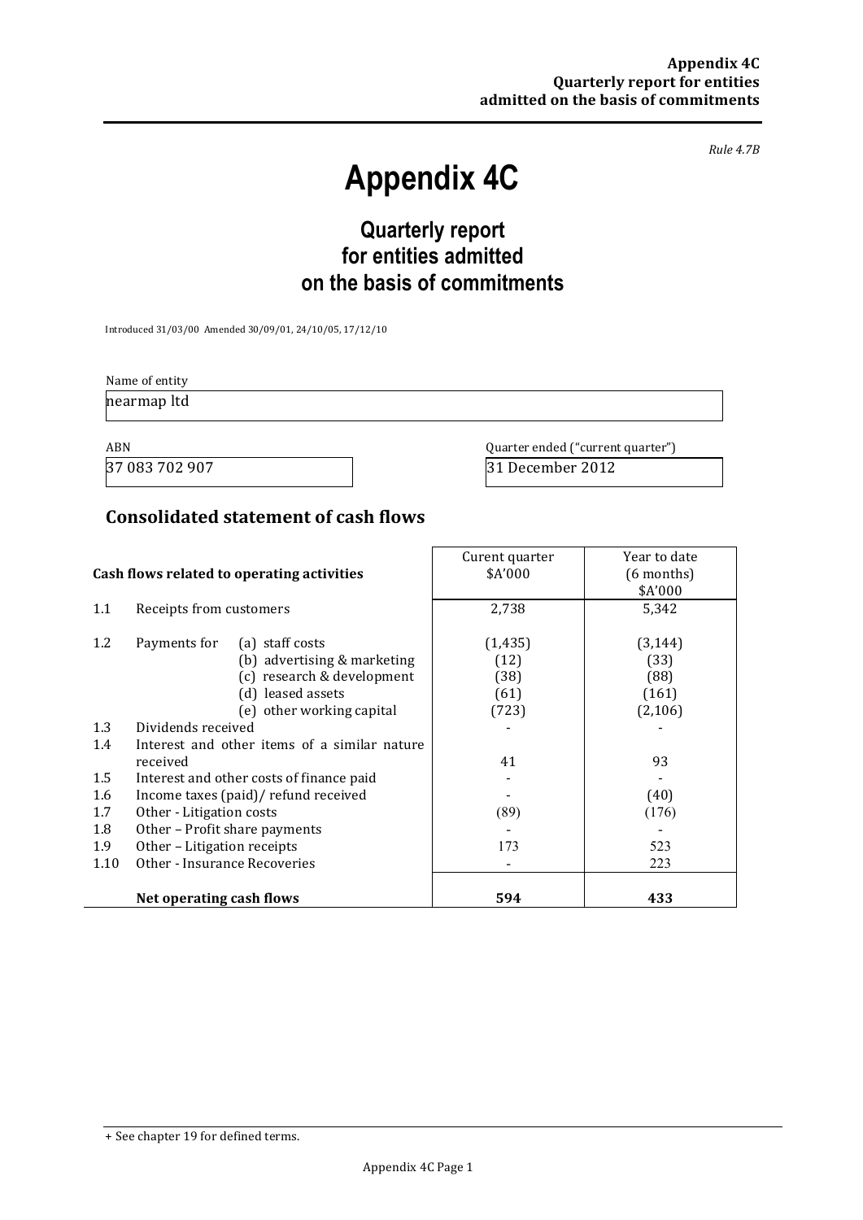Rule 4.7B

# Appendix 4C

## Quarterly report for entities admitted on the basis of commitments

Introduced 31/03/00 Amended 30/09/01, 24/10/05, 17/12/10

Name of entity

nearmap ltd

| ABN | Quarter ended ("current quarter") |
|---|---|
| 37 083 702 907 | 31 December 2012 |

## Consolidated statement of cash flows

| | Cash flows related to operating activities | | Curent quarter $A'000 | Year to date (6 months) $A'000 |
|---|---|---|---|---|
| 1.1 | Receipts from customers | | 2,738 | 5,342 |
| 1.2 | Payments for | (a) staff costs | (1,435) | (3,144) |
| | | (b) advertising & marketing | (12) | (33) |
| | | (c) research & development | (38) | (88) |
| | | (d) leased assets | (61) | (161) |
| | | (e) other working capital | (723) | (2,106) |
| 1.3 | Dividends received | | - | - |
| 1.4 | Interest and other items of a similar nature received | | 41 | 93 |
| 1.5 | Interest and other costs of finance paid | | - | - |
| 1.6 | Income taxes (paid)/ refund received | | - | (40) |
| 1.7 | Other - Litigation costs | | (89) | (176) |
| 1.8 | Other – Profit share payments | | - | - |
| 1.9 | Other – Litigation receipts | | 173 | 523 |
| 1.10 | Other - Insurance Recoveries | | - | 223 |
| | **Net operating cash flows** | | **594** | **433** |

+ See chapter 19 for defined terms.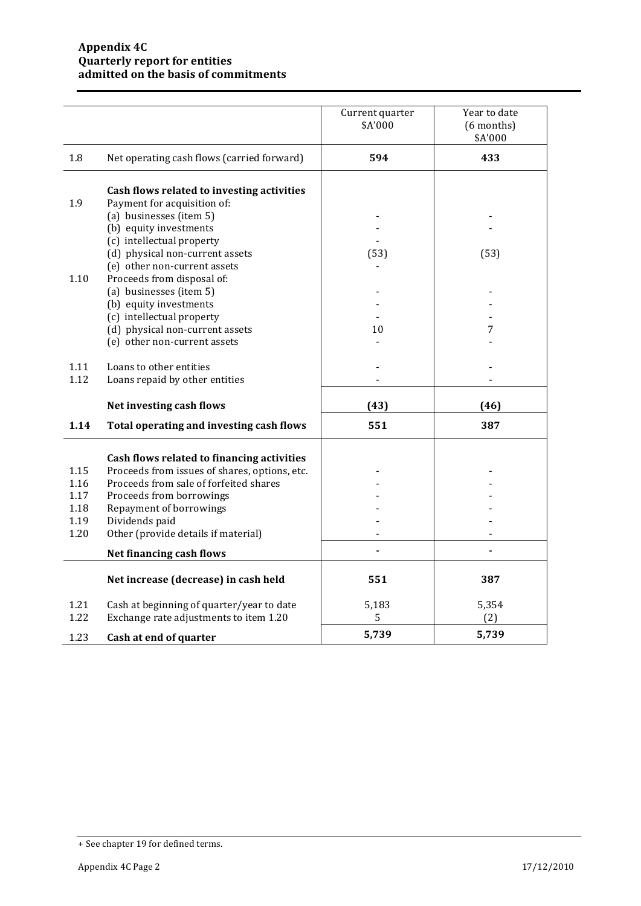**Appendix 4C**
**Quarterly report for entities**
**admitted on the basis of commitments**

| | | Current quarter $A'000 | Year to date (6 months) $A'000 |
|---|---|---|---|
| 1.8 | Net operating cash flows (carried forward) | **594** | **433** |
| | | | |
| | **Cash flows related to investing activities** | | |
| 1.9 | Payment for acquisition of: | | |
| | (a) businesses (item 5) | - | - |
| | (b) equity investments | - | - |
| | (c) intellectual property | - | |
| | (d) physical non-current assets | (53) | (53) |
| | (e) other non-current assets | - | |
| 1.10 | Proceeds from disposal of: | | |
| | (a) businesses (item 5) | - | - |
| | (b) equity investments | - | - |
| | (c) intellectual property | - | - |
| | (d) physical non-current assets | 10 | 7 |
| | (e) other non-current assets | - | - |
| | | | |
| 1.11 | Loans to other entities | - | - |
| 1.12 | Loans repaid by other entities | - | - |
| | **Net investing cash flows** | **(43)** | **(46)** |
| **1.14** | **Total operating and investing cash flows** | **551** | **387** |
| | | | |
| | **Cash flows related to financing activities** | | |
| 1.15 | Proceeds from issues of shares, options, etc. | - | - |
| 1.16 | Proceeds from sale of forfeited shares | - | - |
| 1.17 | Proceeds from borrowings | - | - |
| 1.18 | Repayment of borrowings | - | - |
| 1.19 | Dividends paid | - | - |
| 1.20 | Other (provide details if material) | - | - |
| | **Net financing cash flows** | **-** | **-** |
| | | | |
| | **Net increase (decrease) in cash held** | **551** | **387** |
| | | | |
| 1.21 | Cash at beginning of quarter/year to date | 5,183 | 5,354 |
| 1.22 | Exchange rate adjustments to item 1.20 | 5 | (2) |
| 1.23 | **Cash at end of quarter** | **5,739** | **5,739** |

+ See chapter 19 for defined terms.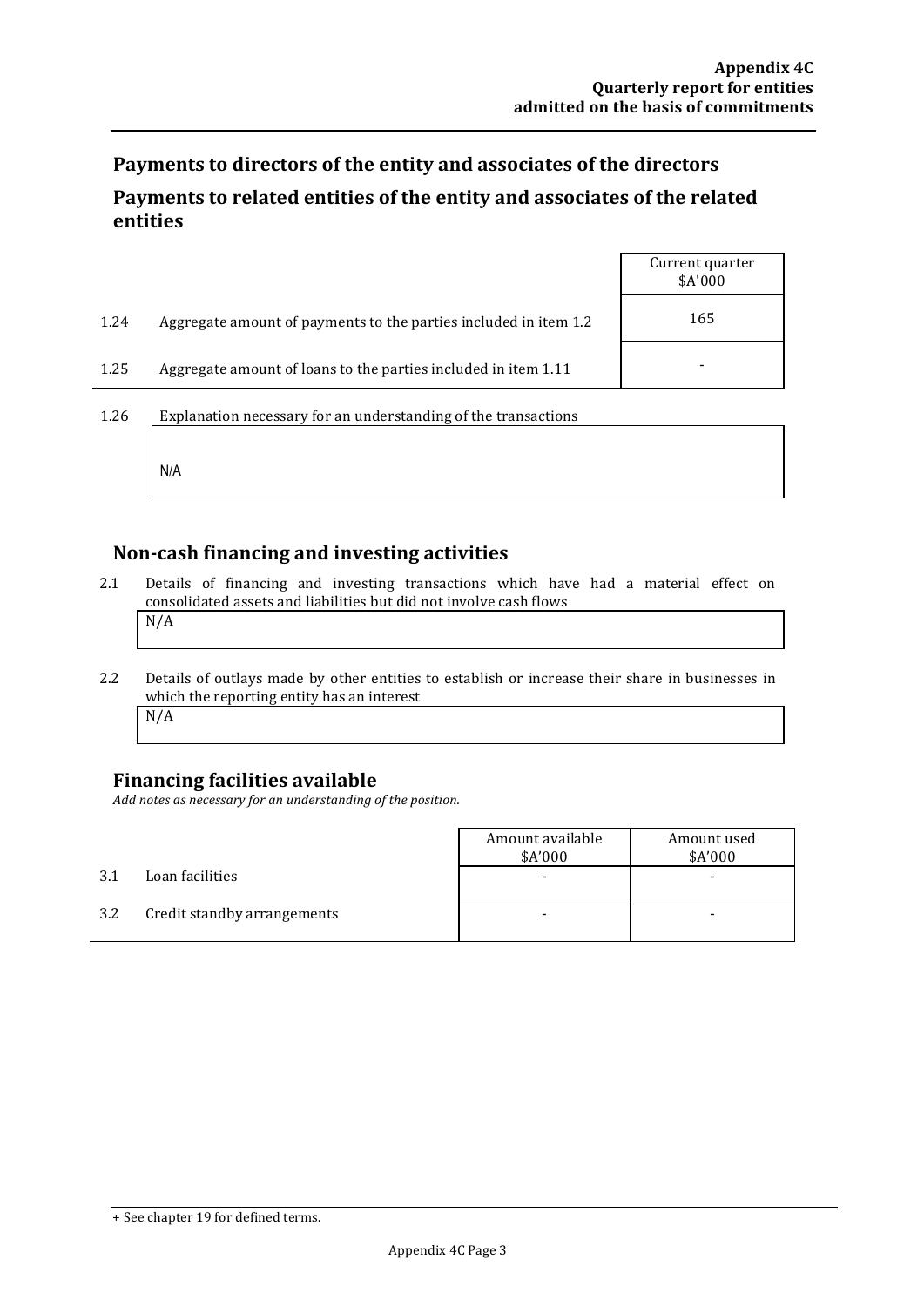## Payments to directors of the entity and associates of the directors

## Payments to related entities of the entity and associates of the related entities

| | | Current quarter $A'000 |
|---|---|---|
| 1.24 | Aggregate amount of payments to the parties included in item 1.2 | 165 |
| 1.25 | Aggregate amount of loans to the parties included in item 1.11 | - |

1.26 Explanation necessary for an understanding of the transactions

N/A

## Non-cash financing and investing activities

2.1 Details of financing and investing transactions which have had a material effect on consolidated assets and liabilities but did not involve cash flows

N/A

2.2 Details of outlays made by other entities to establish or increase their share in businesses in which the reporting entity has an interest

N/A

## Financing facilities available

*Add notes as necessary for an understanding of the position.*

| | | Amount available $A'000 | Amount used $A'000 |
|---|---|---|---|
| 3.1 | Loan facilities | - | - |
| 3.2 | Credit standby arrangements | - | - |

+ See chapter 19 for defined terms.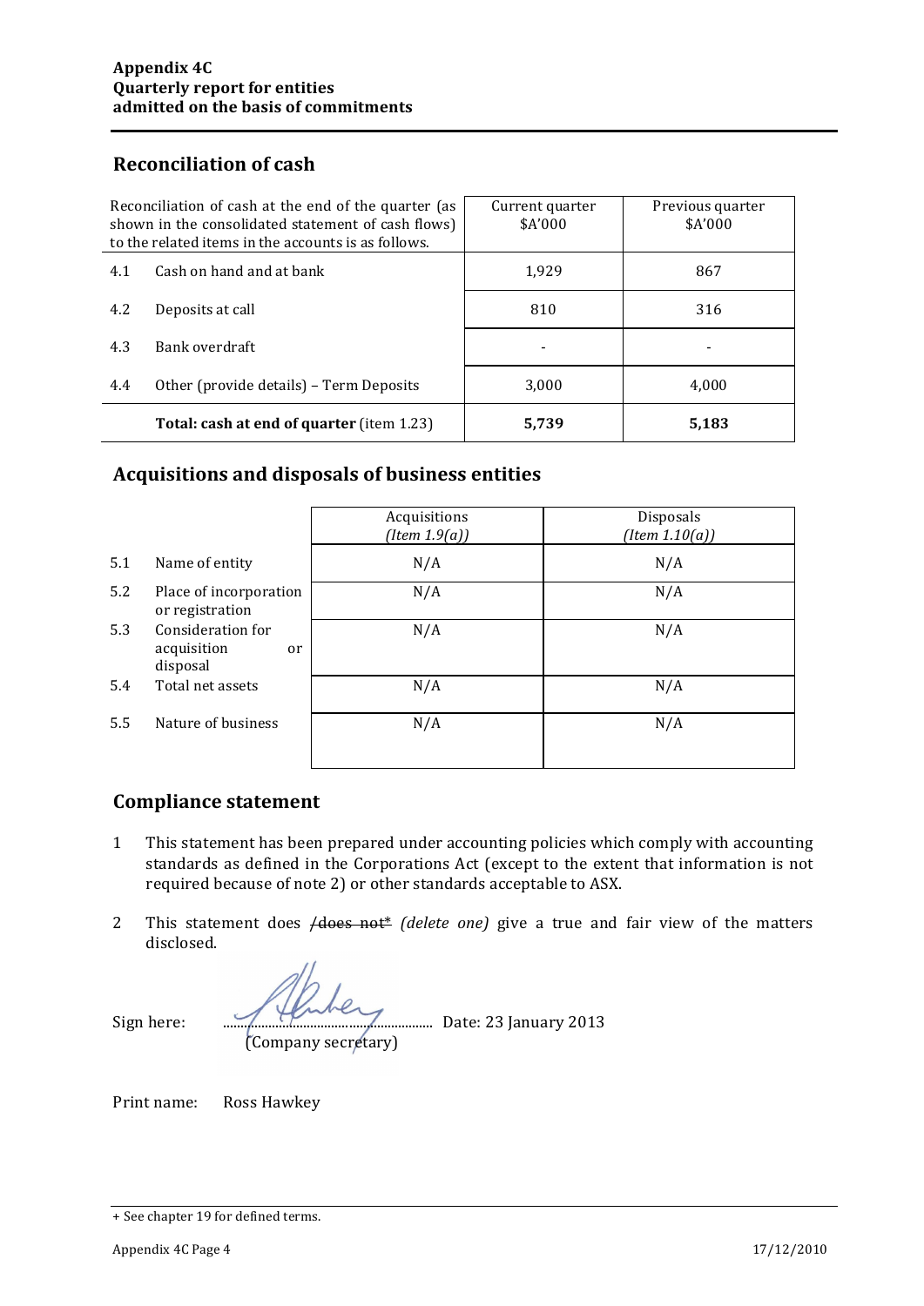## Reconciliation of cash

| Reconciliation of cash at the end of the quarter (as shown in the consolidated statement of cash flows) to the related items in the accounts is as follows. | | Current quarter $A'000 | Previous quarter $A'000 |
|---|---|---|---|
| 4.1 | Cash on hand and at bank | 1,929 | 867 |
| 4.2 | Deposits at call | 810 | 316 |
| 4.3 | Bank overdraft | - | - |
| 4.4 | Other (provide details) – Term Deposits | 3,000 | 4,000 |
| | **Total: cash at end of quarter** (item 1.23) | **5,739** | **5,183** |

## Acquisitions and disposals of business entities

| | | Acquisitions *(Item 1.9(a))* | Disposals *(Item 1.10(a))* |
|---|---|---|---|
| 5.1 | Name of entity | N/A | N/A |
| 5.2 | Place of incorporation or registration | N/A | N/A |
| 5.3 | Consideration for acquisition or disposal | N/A | N/A |
| 5.4 | Total net assets | N/A | N/A |
| 5.5 | Nature of business | N/A | N/A |

## Compliance statement

1 This statement has been prepared under accounting policies which comply with accounting standards as defined in the Corporations Act (except to the extent that information is not required because of note 2) or other standards acceptable to ASX.

2 This statement does ~~/does not*~~ *(delete one)* give a true and fair view of the matters disclosed.

Sign here: ............................................ Date: 23 January 2013
(Company secretary)

Print name: Ross Hawkey

+ See chapter 19 for defined terms.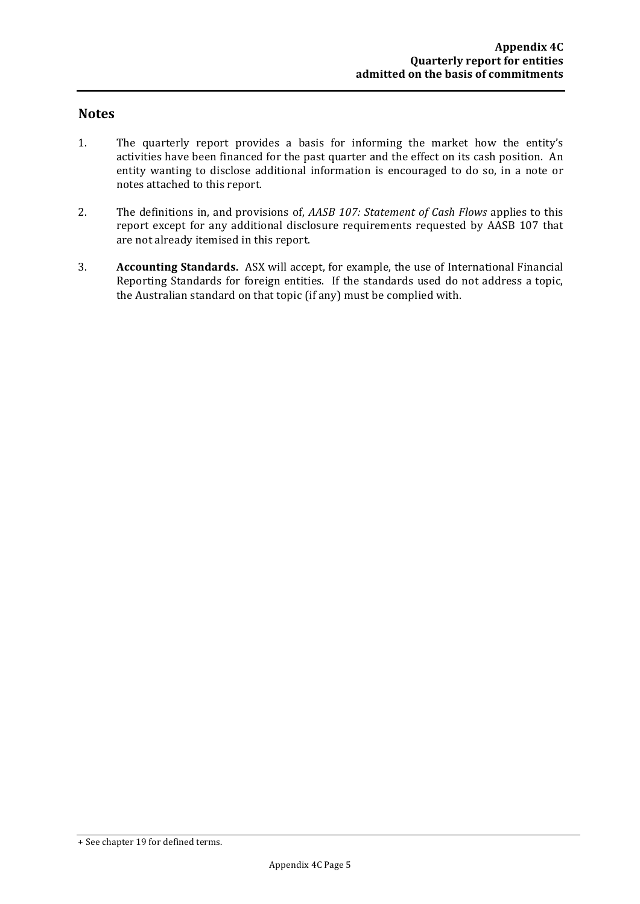## Notes

1. The quarterly report provides a basis for informing the market how the entity's activities have been financed for the past quarter and the effect on its cash position. An entity wanting to disclose additional information is encouraged to do so, in a note or notes attached to this report.

2. The definitions in, and provisions of, *AASB 107: Statement of Cash Flows* applies to this report except for any additional disclosure requirements requested by AASB 107 that are not already itemised in this report.

3. **Accounting Standards.** ASX will accept, for example, the use of International Financial Reporting Standards for foreign entities. If the standards used do not address a topic, the Australian standard on that topic (if any) must be complied with.